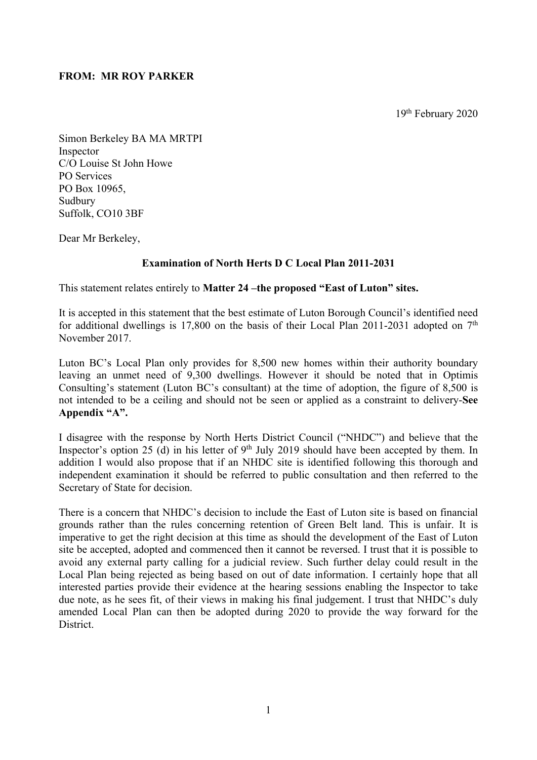**FROM: MR ROY PARKER**

19th February 2020

Simon Berkeley BA MA MRTPI
Inspector
C/O Louise St John Howe
PO Services
PO Box 10965,
Sudbury
Suffolk, CO10 3BF

Dear Mr Berkeley,

**Examination of North Herts D C Local Plan 2011-2031**

This statement relates entirely to **Matter 24 –the proposed "East of Luton" sites.**

It is accepted in this statement that the best estimate of Luton Borough Council's identified need for additional dwellings is 17,800 on the basis of their Local Plan 2011-2031 adopted on 7th November 2017.

Luton BC's Local Plan only provides for 8,500 new homes within their authority boundary leaving an unmet need of 9,300 dwellings. However it should be noted that in Optimis Consulting's statement (Luton BC's consultant) at the time of adoption, the figure of 8,500 is not intended to be a ceiling and should not be seen or applied as a constraint to delivery-**See Appendix "A".**

I disagree with the response by North Herts District Council ("NHDC") and believe that the Inspector's option 25 (d) in his letter of 9th July 2019 should have been accepted by them. In addition I would also propose that if an NHDC site is identified following this thorough and independent examination it should be referred to public consultation and then referred to the Secretary of State for decision.

There is a concern that NHDC's decision to include the East of Luton site is based on financial grounds rather than the rules concerning retention of Green Belt land. This is unfair. It is imperative to get the right decision at this time as should the development of the East of Luton site be accepted, adopted and commenced then it cannot be reversed. I trust that it is possible to avoid any external party calling for a judicial review. Such further delay could result in the Local Plan being rejected as being based on out of date information. I certainly hope that all interested parties provide their evidence at the hearing sessions enabling the Inspector to take due note, as he sees fit, of their views in making his final judgement. I trust that NHDC's duly amended Local Plan can then be adopted during 2020 to provide the way forward for the District.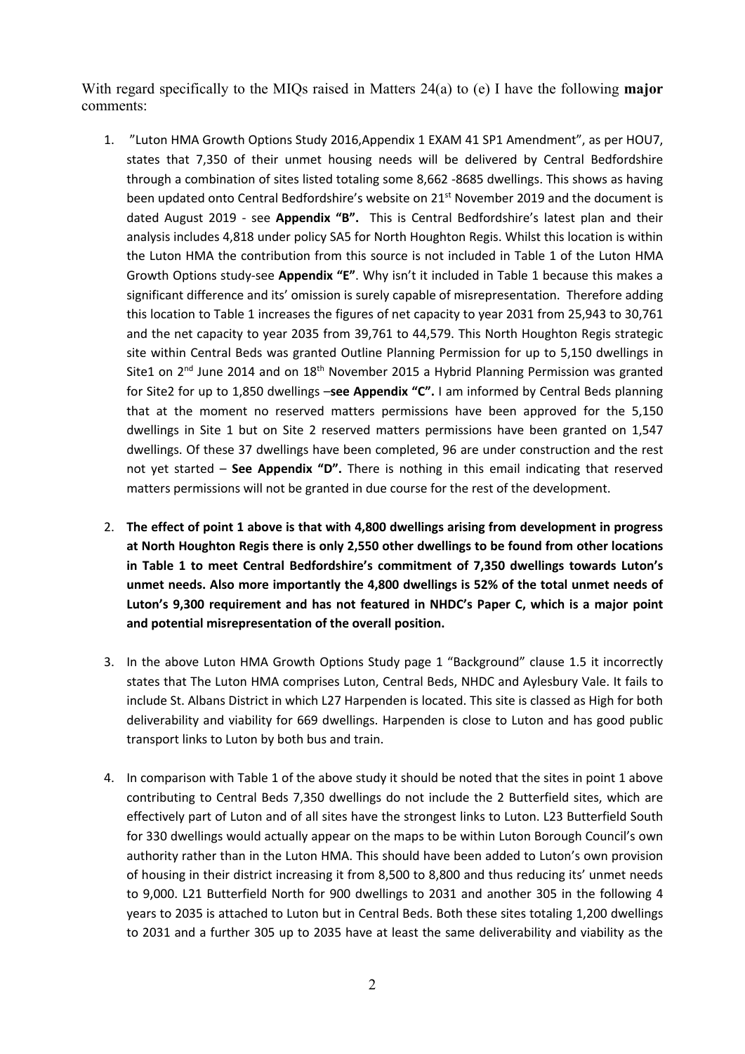With regard specifically to the MIQs raised in Matters 24(a) to (e) I have the following **major** comments:

1. "Luton HMA Growth Options Study 2016,Appendix 1 EXAM 41 SP1 Amendment", as per HOU7, states that 7,350 of their unmet housing needs will be delivered by Central Bedfordshire through a combination of sites listed totaling some 8,662 -8685 dwellings. This shows as having been updated onto Central Bedfordshire's website on 21st November 2019 and the document is dated August 2019 - see **Appendix "B".** This is Central Bedfordshire's latest plan and their analysis includes 4,818 under policy SA5 for North Houghton Regis. Whilst this location is within the Luton HMA the contribution from this source is not included in Table 1 of the Luton HMA Growth Options study-see **Appendix "E"**. Why isn't it included in Table 1 because this makes a significant difference and its' omission is surely capable of misrepresentation. Therefore adding this location to Table 1 increases the figures of net capacity to year 2031 from 25,943 to 30,761 and the net capacity to year 2035 from 39,761 to 44,579. This North Houghton Regis strategic site within Central Beds was granted Outline Planning Permission for up to 5,150 dwellings in Site1 on 2nd June 2014 and on 18th November 2015 a Hybrid Planning Permission was granted for Site2 for up to 1,850 dwellings –**see Appendix "C".** I am informed by Central Beds planning that at the moment no reserved matters permissions have been approved for the 5,150 dwellings in Site 1 but on Site 2 reserved matters permissions have been granted on 1,547 dwellings. Of these 37 dwellings have been completed, 96 are under construction and the rest not yet started – **See Appendix "D".** There is nothing in this email indicating that reserved matters permissions will not be granted in due course for the rest of the development.

2. **The effect of point 1 above is that with 4,800 dwellings arising from development in progress at North Houghton Regis there is only 2,550 other dwellings to be found from other locations in Table 1 to meet Central Bedfordshire's commitment of 7,350 dwellings towards Luton's unmet needs. Also more importantly the 4,800 dwellings is 52% of the total unmet needs of Luton's 9,300 requirement and has not featured in NHDC's Paper C, which is a major point and potential misrepresentation of the overall position.**

3. In the above Luton HMA Growth Options Study page 1 "Background" clause 1.5 it incorrectly states that The Luton HMA comprises Luton, Central Beds, NHDC and Aylesbury Vale. It fails to include St. Albans District in which L27 Harpenden is located. This site is classed as High for both deliverability and viability for 669 dwellings. Harpenden is close to Luton and has good public transport links to Luton by both bus and train.

4. In comparison with Table 1 of the above study it should be noted that the sites in point 1 above contributing to Central Beds 7,350 dwellings do not include the 2 Butterfield sites, which are effectively part of Luton and of all sites have the strongest links to Luton. L23 Butterfield South for 330 dwellings would actually appear on the maps to be within Luton Borough Council's own authority rather than in the Luton HMA. This should have been added to Luton's own provision of housing in their district increasing it from 8,500 to 8,800 and thus reducing its' unmet needs to 9,000. L21 Butterfield North for 900 dwellings to 2031 and another 305 in the following 4 years to 2035 is attached to Luton but in Central Beds. Both these sites totaling 1,200 dwellings to 2031 and a further 305 up to 2035 have at least the same deliverability and viability as the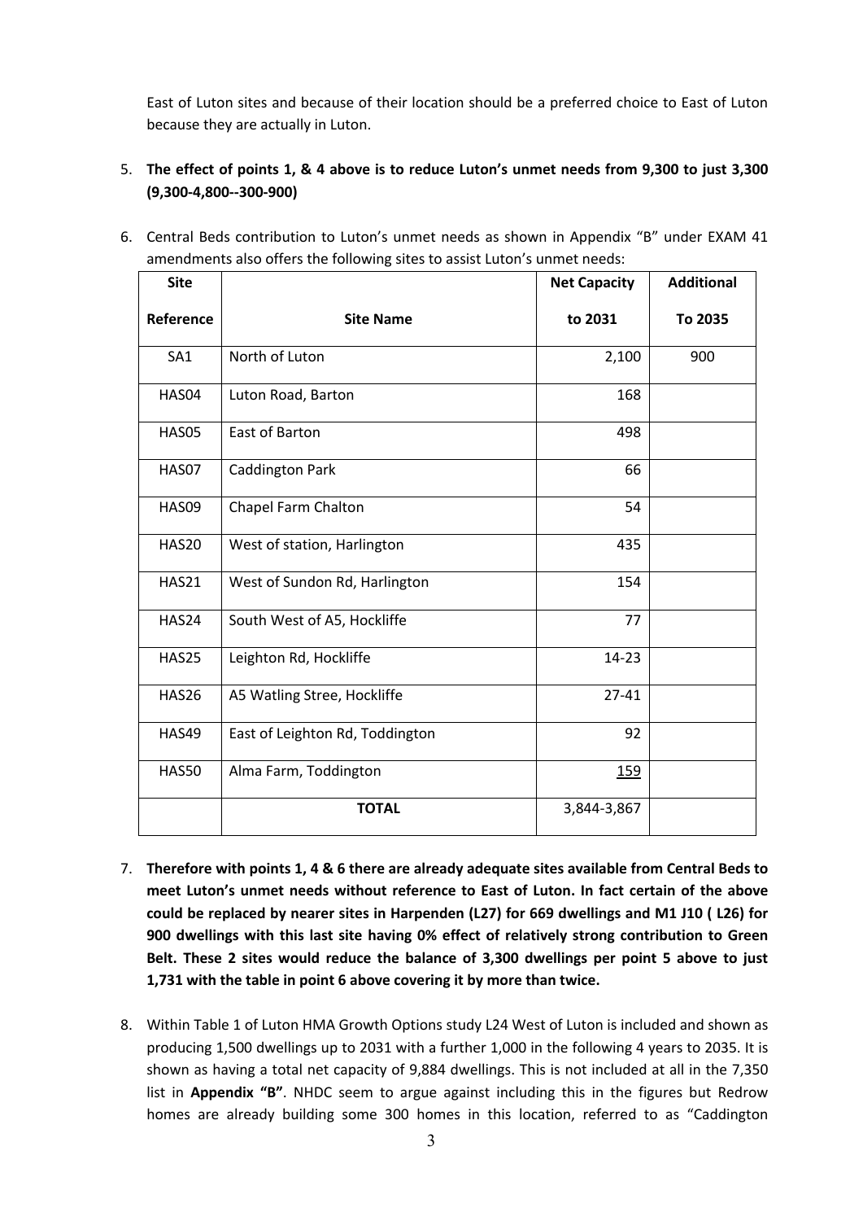East of Luton sites and because of their location should be a preferred choice to East of Luton because they are actually in Luton.

5. **The effect of points 1, & 4 above is to reduce Luton's unmet needs from 9,300 to just 3,300 (9,300-4,800--300-900)**

6. Central Beds contribution to Luton's unmet needs as shown in Appendix "B" under EXAM 41 amendments also offers the following sites to assist Luton's unmet needs:

| Site Reference | Site Name | Net Capacity to 2031 | Additional To 2035 |
|---|---|---|---|
| SA1 | North of Luton | 2,100 | 900 |
| HAS04 | Luton Road, Barton | 168 | |
| HAS05 | East of Barton | 498 | |
| HAS07 | Caddington Park | 66 | |
| HAS09 | Chapel Farm Chalton | 54 | |
| HAS20 | West of station, Harlington | 435 | |
| HAS21 | West of Sundon Rd, Harlington | 154 | |
| HAS24 | South West of A5, Hockliffe | 77 | |
| HAS25 | Leighton Rd, Hockliffe | 14-23 | |
| HAS26 | A5 Watling Stree, Hockliffe | 27-41 | |
| HAS49 | East of Leighton Rd, Toddington | 92 | |
| HAS50 | Alma Farm, Toddington | 159 | |
| | **TOTAL** | 3,844-3,867 | |

7. **Therefore with points 1, 4 & 6 there are already adequate sites available from Central Beds to meet Luton's unmet needs without reference to East of Luton. In fact certain of the above could be replaced by nearer sites in Harpenden (L27) for 669 dwellings and M1 J10 ( L26) for 900 dwellings with this last site having 0% effect of relatively strong contribution to Green Belt. These 2 sites would reduce the balance of 3,300 dwellings per point 5 above to just 1,731 with the table in point 6 above covering it by more than twice.**

8. Within Table 1 of Luton HMA Growth Options study L24 West of Luton is included and shown as producing 1,500 dwellings up to 2031 with a further 1,000 in the following 4 years to 2035. It is shown as having a total net capacity of 9,884 dwellings. This is not included at all in the 7,350 list in **Appendix "B"**. NHDC seem to argue against including this in the figures but Redrow homes are already building some 300 homes in this location, referred to as "Caddington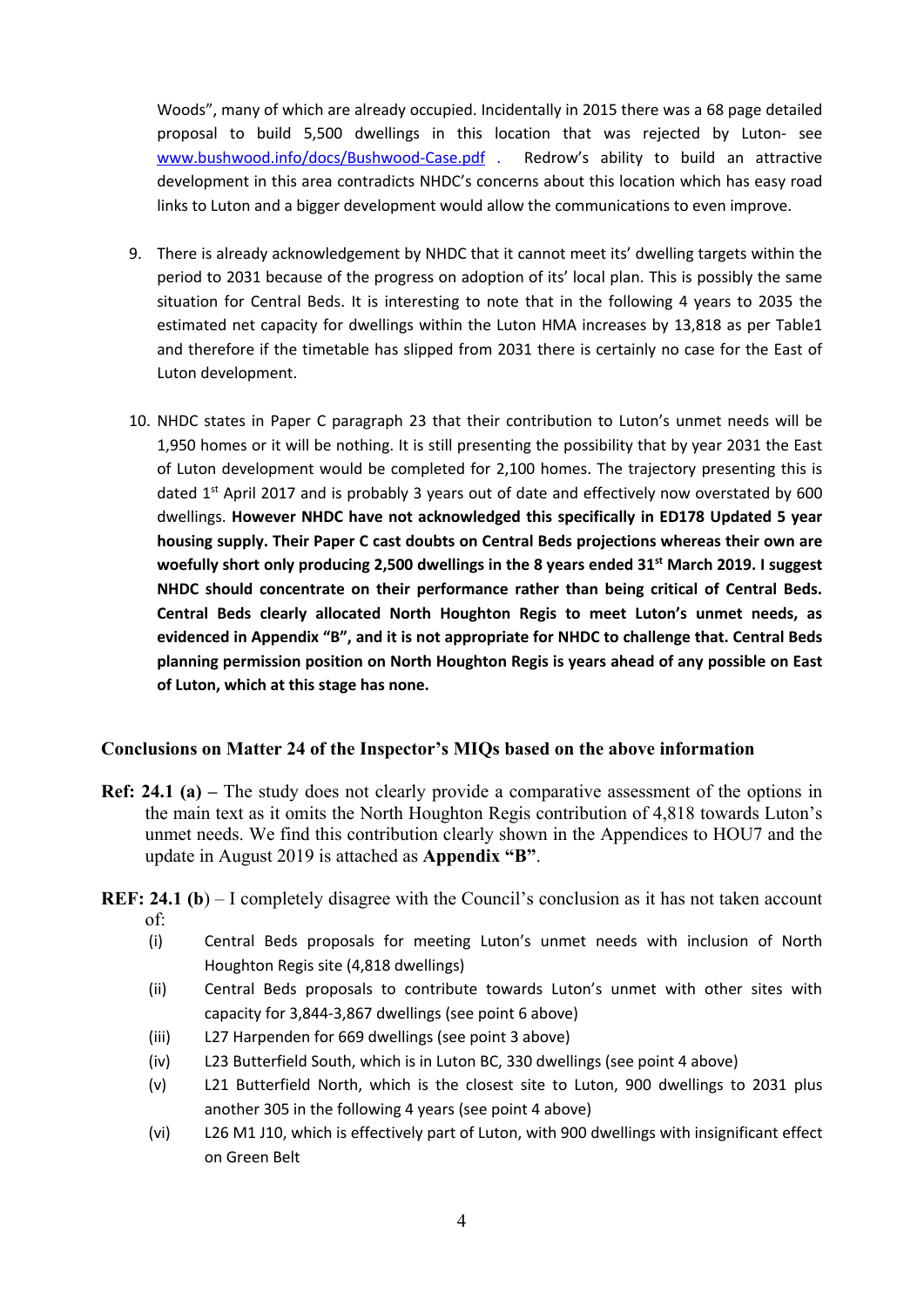Woods", many of which are already occupied. Incidentally in 2015 there was a 68 page detailed proposal to build 5,500 dwellings in this location that was rejected by Luton- see [www.bushwood.info/docs/Bushwood-Case.pdf](www.bushwood.info/docs/Bushwood-Case.pdf) . Redrow's ability to build an attractive development in this area contradicts NHDC's concerns about this location which has easy road links to Luton and a bigger development would allow the communications to even improve.

9. There is already acknowledgement by NHDC that it cannot meet its' dwelling targets within the period to 2031 because of the progress on adoption of its' local plan. This is possibly the same situation for Central Beds. It is interesting to note that in the following 4 years to 2035 the estimated net capacity for dwellings within the Luton HMA increases by 13,818 as per Table1 and therefore if the timetable has slipped from 2031 there is certainly no case for the East of Luton development.

10. NHDC states in Paper C paragraph 23 that their contribution to Luton's unmet needs will be 1,950 homes or it will be nothing. It is still presenting the possibility that by year 2031 the East of Luton development would be completed for 2,100 homes. The trajectory presenting this is dated 1st April 2017 and is probably 3 years out of date and effectively now overstated by 600 dwellings. **However NHDC have not acknowledged this specifically in ED178 Updated 5 year housing supply. Their Paper C cast doubts on Central Beds projections whereas their own are woefully short only producing 2,500 dwellings in the 8 years ended 31st March 2019. I suggest NHDC should concentrate on their performance rather than being critical of Central Beds. Central Beds clearly allocated North Houghton Regis to meet Luton's unmet needs, as evidenced in Appendix "B", and it is not appropriate for NHDC to challenge that. Central Beds planning permission position on North Houghton Regis is years ahead of any possible on East of Luton, which at this stage has none.**

## Conclusions on Matter 24 of the Inspector's MIQs based on the above information

**Ref: 24.1 (a) –** The study does not clearly provide a comparative assessment of the options in the main text as it omits the North Houghton Regis contribution of 4,818 towards Luton's unmet needs. We find this contribution clearly shown in the Appendices to HOU7 and the update in August 2019 is attached as **Appendix "B"**.

**REF: 24.1 (b**) – I completely disagree with the Council's conclusion as it has not taken account of:

(i) Central Beds proposals for meeting Luton's unmet needs with inclusion of North Houghton Regis site (4,818 dwellings)

(ii) Central Beds proposals to contribute towards Luton's unmet with other sites with capacity for 3,844-3,867 dwellings (see point 6 above)

(iii) L27 Harpenden for 669 dwellings (see point 3 above)

(iv) L23 Butterfield South, which is in Luton BC, 330 dwellings (see point 4 above)

(v) L21 Butterfield North, which is the closest site to Luton, 900 dwellings to 2031 plus another 305 in the following 4 years (see point 4 above)

(vi) L26 M1 J10, which is effectively part of Luton, with 900 dwellings with insignificant effect on Green Belt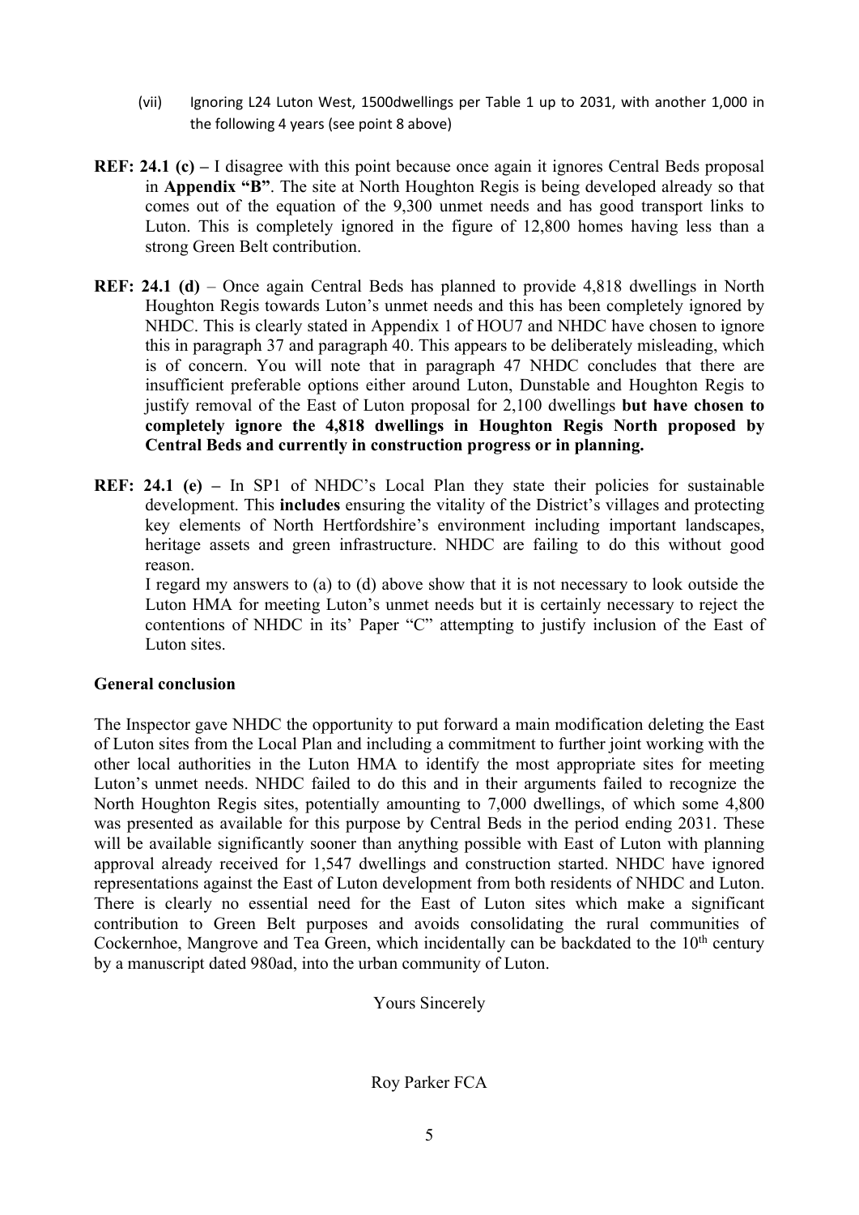(vii) Ignoring L24 Luton West, 1500dwellings per Table 1 up to 2031, with another 1,000 in the following 4 years (see point 8 above)

**REF: 24.1 (c) –** I disagree with this point because once again it ignores Central Beds proposal in **Appendix "B"**. The site at North Houghton Regis is being developed already so that comes out of the equation of the 9,300 unmet needs and has good transport links to Luton. This is completely ignored in the figure of 12,800 homes having less than a strong Green Belt contribution.

**REF: 24.1 (d)** – Once again Central Beds has planned to provide 4,818 dwellings in North Houghton Regis towards Luton's unmet needs and this has been completely ignored by NHDC. This is clearly stated in Appendix 1 of HOU7 and NHDC have chosen to ignore this in paragraph 37 and paragraph 40. This appears to be deliberately misleading, which is of concern. You will note that in paragraph 47 NHDC concludes that there are insufficient preferable options either around Luton, Dunstable and Houghton Regis to justify removal of the East of Luton proposal for 2,100 dwellings **but have chosen to completely ignore the 4,818 dwellings in Houghton Regis North proposed by Central Beds and currently in construction progress or in planning.**

**REF: 24.1 (e) –** In SP1 of NHDC's Local Plan they state their policies for sustainable development. This **includes** ensuring the vitality of the District's villages and protecting key elements of North Hertfordshire's environment including important landscapes, heritage assets and green infrastructure. NHDC are failing to do this without good reason.

I regard my answers to (a) to (d) above show that it is not necessary to look outside the Luton HMA for meeting Luton's unmet needs but it is certainly necessary to reject the contentions of NHDC in its' Paper "C" attempting to justify inclusion of the East of Luton sites.

**General conclusion**

The Inspector gave NHDC the opportunity to put forward a main modification deleting the East of Luton sites from the Local Plan and including a commitment to further joint working with the other local authorities in the Luton HMA to identify the most appropriate sites for meeting Luton's unmet needs. NHDC failed to do this and in their arguments failed to recognize the North Houghton Regis sites, potentially amounting to 7,000 dwellings, of which some 4,800 was presented as available for this purpose by Central Beds in the period ending 2031. These will be available significantly sooner than anything possible with East of Luton with planning approval already received for 1,547 dwellings and construction started. NHDC have ignored representations against the East of Luton development from both residents of NHDC and Luton. There is clearly no essential need for the East of Luton sites which make a significant contribution to Green Belt purposes and avoids consolidating the rural communities of Cockernhoe, Mangrove and Tea Green, which incidentally can be backdated to the 10th century by a manuscript dated 980ad, into the urban community of Luton.

Yours Sincerely

Roy Parker FCA